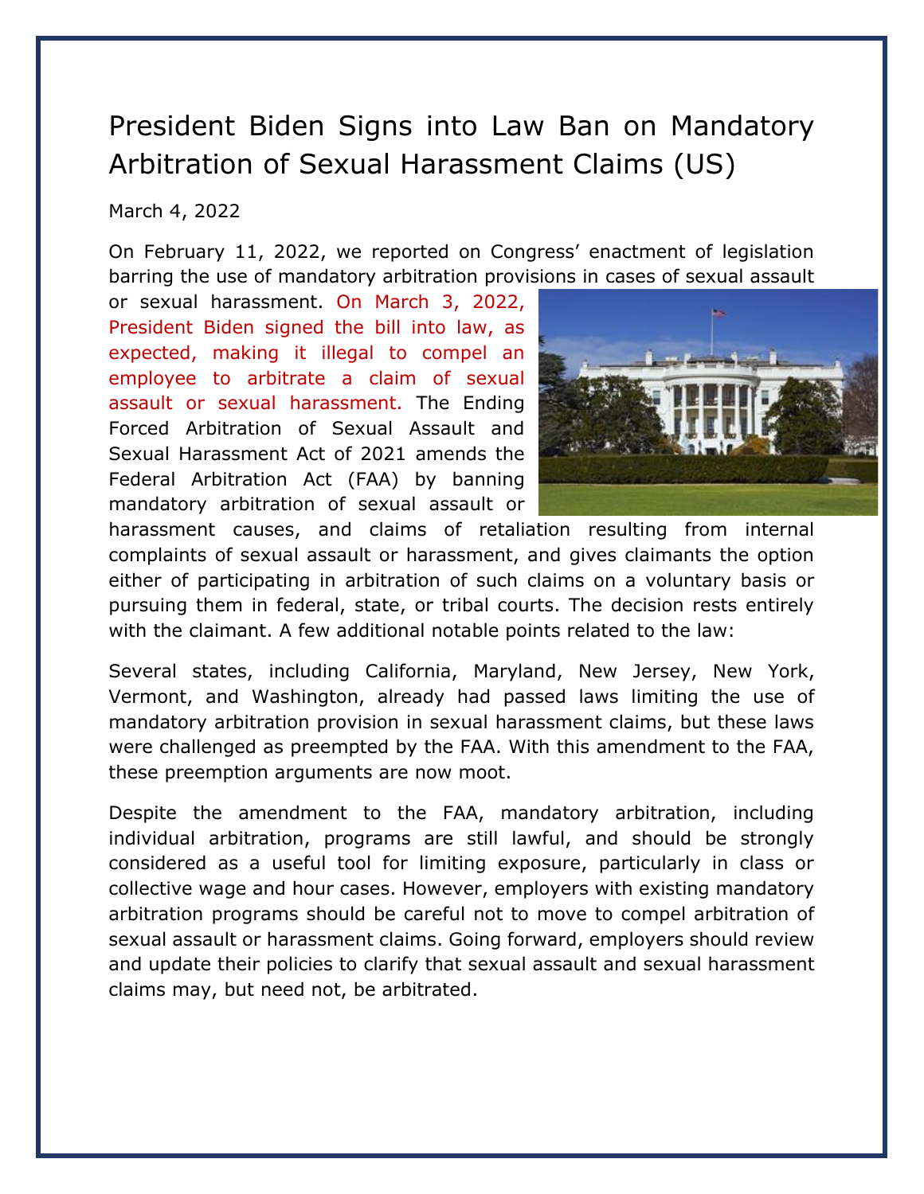# President Biden Signs into Law Ban on Mandatory Arbitration of Sexual Harassment Claims (US)

March 4, 2022

On February 11, 2022, we reported on Congress' enactment of legislation barring the use of mandatory arbitration provisions in cases of sexual assault or sexual harassment. On March 3, 2022, President Biden signed the bill into law, as expected, making it illegal to compel an employee to arbitrate a claim of sexual assault or sexual harassment. The Ending Forced Arbitration of Sexual Assault and Sexual Harassment Act of 2021 amends the Federal Arbitration Act (FAA) by banning mandatory arbitration of sexual assault or harassment causes, and claims of retaliation resulting from internal complaints of sexual assault or harassment, and gives claimants the option either of participating in arbitration of such claims on a voluntary basis or pursuing them in federal, state, or tribal courts. The decision rests entirely with the claimant. A few additional notable points related to the law:

Several states, including California, Maryland, New Jersey, New York, Vermont, and Washington, already had passed laws limiting the use of mandatory arbitration provision in sexual harassment claims, but these laws were challenged as preempted by the FAA. With this amendment to the FAA, these preemption arguments are now moot.

Despite the amendment to the FAA, mandatory arbitration, including individual arbitration, programs are still lawful, and should be strongly considered as a useful tool for limiting exposure, particularly in class or collective wage and hour cases. However, employers with existing mandatory arbitration programs should be careful not to move to compel arbitration of sexual assault or harassment claims. Going forward, employers should review and update their policies to clarify that sexual assault and sexual harassment claims may, but need not, be arbitrated.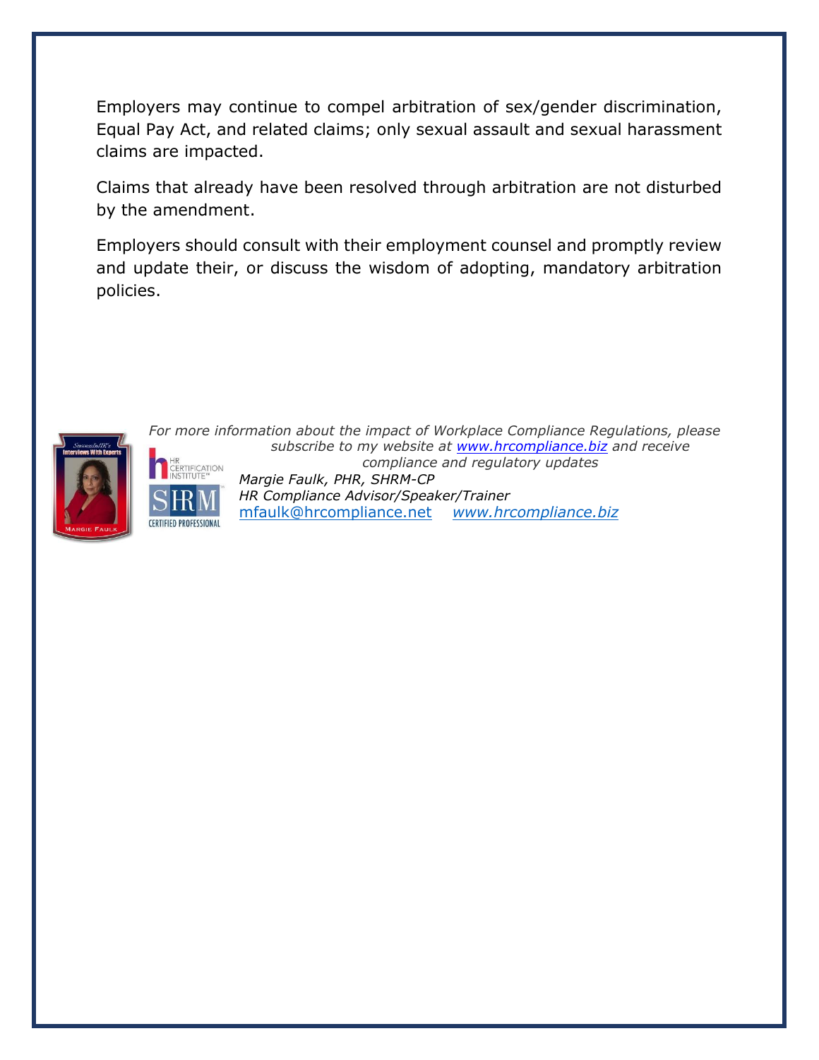Employers may continue to compel arbitration of sex/gender discrimination, Equal Pay Act, and related claims; only sexual assault and sexual harassment claims are impacted.

Claims that already have been resolved through arbitration are not disturbed by the amendment.

Employers should consult with their employment counsel and promptly review and update their, or discuss the wisdom of adopting, mandatory arbitration policies.

*For more information about the impact of Workplace Compliance Regulations, please subscribe to my website at [www.hrcompliance.biz](http://www.hrcompliance.biz) and receive compliance and regulatory updates*

*Margie Faulk, PHR, SHRM-CP*
*HR Compliance Advisor/Speaker/Trainer*
[mfaulk@hrcompliance.net](mailto:mfaulk@hrcompliance.net) [www.hrcompliance.biz](http://www.hrcompliance.biz)